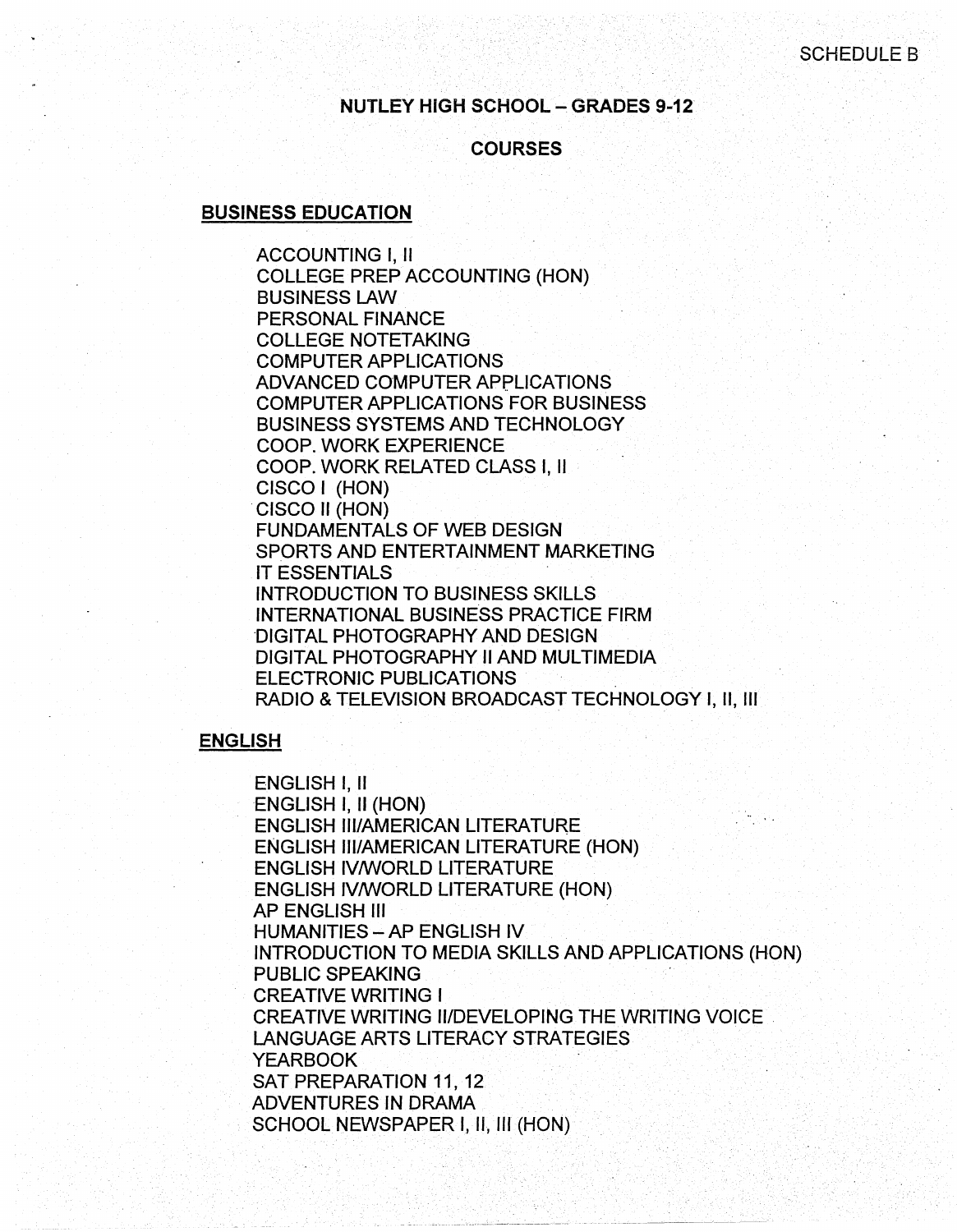SCHEDULE B

## NUTLEY HIGH SCHOOL – GRADES 9-12

### COURSES

#### BUSINESS EDUCATION

ACCOUNTING I, II
COLLEGE PREP ACCOUNTING (HON)
BUSINESS LAW
PERSONAL FINANCE
COLLEGE NOTETAKING
COMPUTER APPLICATIONS
ADVANCED COMPUTER APPLICATIONS
COMPUTER APPLICATIONS FOR BUSINESS
BUSINESS SYSTEMS AND TECHNOLOGY
COOP. WORK EXPERIENCE
COOP. WORK RELATED CLASS I, II
CISCO I (HON)
CISCO II (HON)
FUNDAMENTALS OF WEB DESIGN
SPORTS AND ENTERTAINMENT MARKETING
IT ESSENTIALS
INTRODUCTION TO BUSINESS SKILLS
INTERNATIONAL BUSINESS PRACTICE FIRM
DIGITAL PHOTOGRAPHY AND DESIGN
DIGITAL PHOTOGRAPHY II AND MULTIMEDIA
ELECTRONIC PUBLICATIONS
RADIO & TELEVISION BROADCAST TECHNOLOGY I, II, III

#### ENGLISH

ENGLISH I, II
ENGLISH I, II (HON)
ENGLISH III/AMERICAN LITERATURE
ENGLISH III/AMERICAN LITERATURE (HON)
ENGLISH IV/WORLD LITERATURE
ENGLISH IV/WORLD LITERATURE (HON)
AP ENGLISH III
HUMANITIES – AP ENGLISH IV
INTRODUCTION TO MEDIA SKILLS AND APPLICATIONS (HON)
PUBLIC SPEAKING
CREATIVE WRITING I
CREATIVE WRITING II/DEVELOPING THE WRITING VOICE
LANGUAGE ARTS LITERACY STRATEGIES
YEARBOOK
SAT PREPARATION 11, 12
ADVENTURES IN DRAMA
SCHOOL NEWSPAPER I, II, III (HON)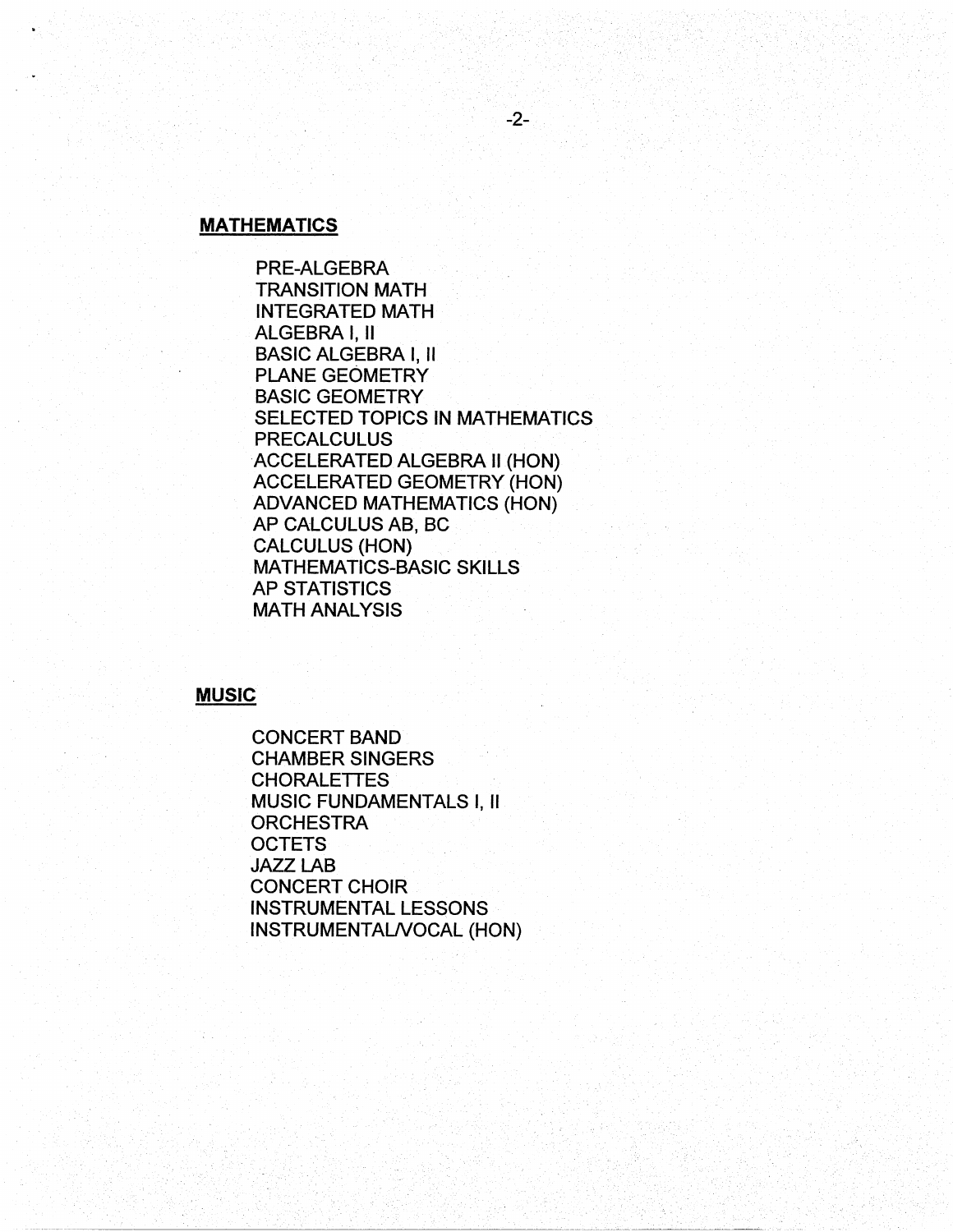## MATHEMATICS

PRE-ALGEBRA
TRANSITION MATH
INTEGRATED MATH
ALGEBRA I, II
BASIC ALGEBRA I, II
PLANE GEOMETRY
BASIC GEOMETRY
SELECTED TOPICS IN MATHEMATICS
PRECALCULUS
ACCELERATED ALGEBRA II (HON)
ACCELERATED GEOMETRY (HON)
ADVANCED MATHEMATICS (HON)
AP CALCULUS AB, BC
CALCULUS (HON)
MATHEMATICS-BASIC SKILLS
AP STATISTICS
MATH ANALYSIS

## MUSIC

CONCERT BAND
CHAMBER SINGERS
CHORALETTES
MUSIC FUNDAMENTALS I, II
ORCHESTRA
OCTETS
JAZZ LAB
CONCERT CHOIR
INSTRUMENTAL LESSONS
INSTRUMENTAL/VOCAL (HON)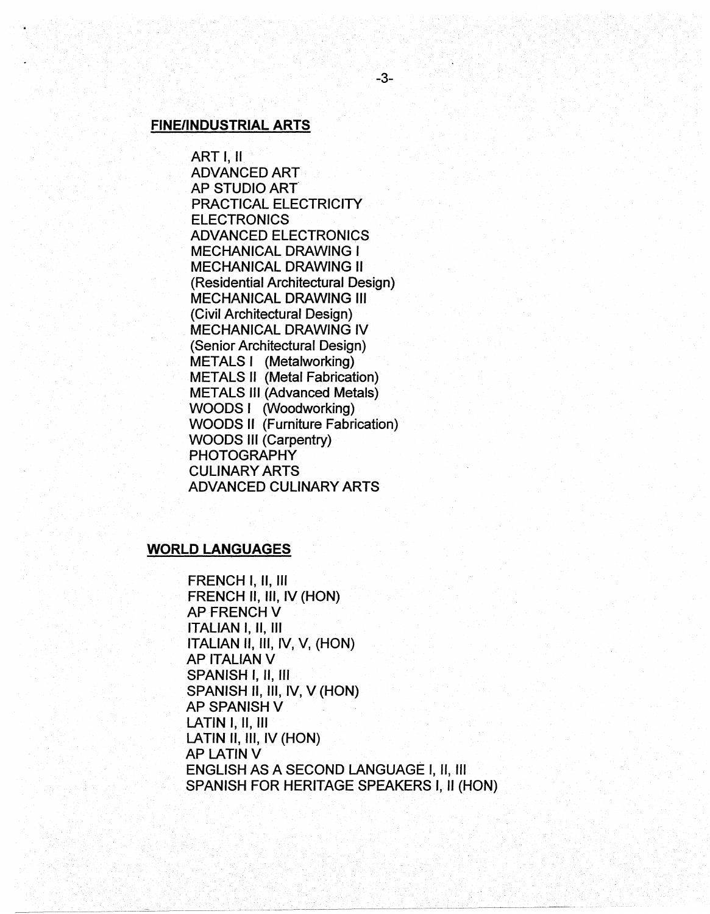**FINE/INDUSTRIAL ARTS**

ART I, II
ADVANCED ART
AP STUDIO ART
PRACTICAL ELECTRICITY
ELECTRONICS
ADVANCED ELECTRONICS
MECHANICAL DRAWING I
MECHANICAL DRAWING II
(Residential Architectural Design)
MECHANICAL DRAWING III
(Civil Architectural Design)
MECHANICAL DRAWING IV
(Senior Architectural Design)
METALS I (Metalworking)
METALS II (Metal Fabrication)
METALS III (Advanced Metals)
WOODS I (Woodworking)
WOODS II (Furniture Fabrication)
WOODS III (Carpentry)
PHOTOGRAPHY
CULINARY ARTS
ADVANCED CULINARY ARTS

**WORLD LANGUAGES**

FRENCH I, II, III
FRENCH II, III, IV (HON)
AP FRENCH V
ITALIAN I, II, III
ITALIAN II, III, IV, V, (HON)
AP ITALIAN V
SPANISH I, II, III
SPANISH II, III, IV, V (HON)
AP SPANISH V
LATIN I, II, III
LATIN II, III, IV (HON)
AP LATIN V
ENGLISH AS A SECOND LANGUAGE I, II, III
SPANISH FOR HERITAGE SPEAKERS I, II (HON)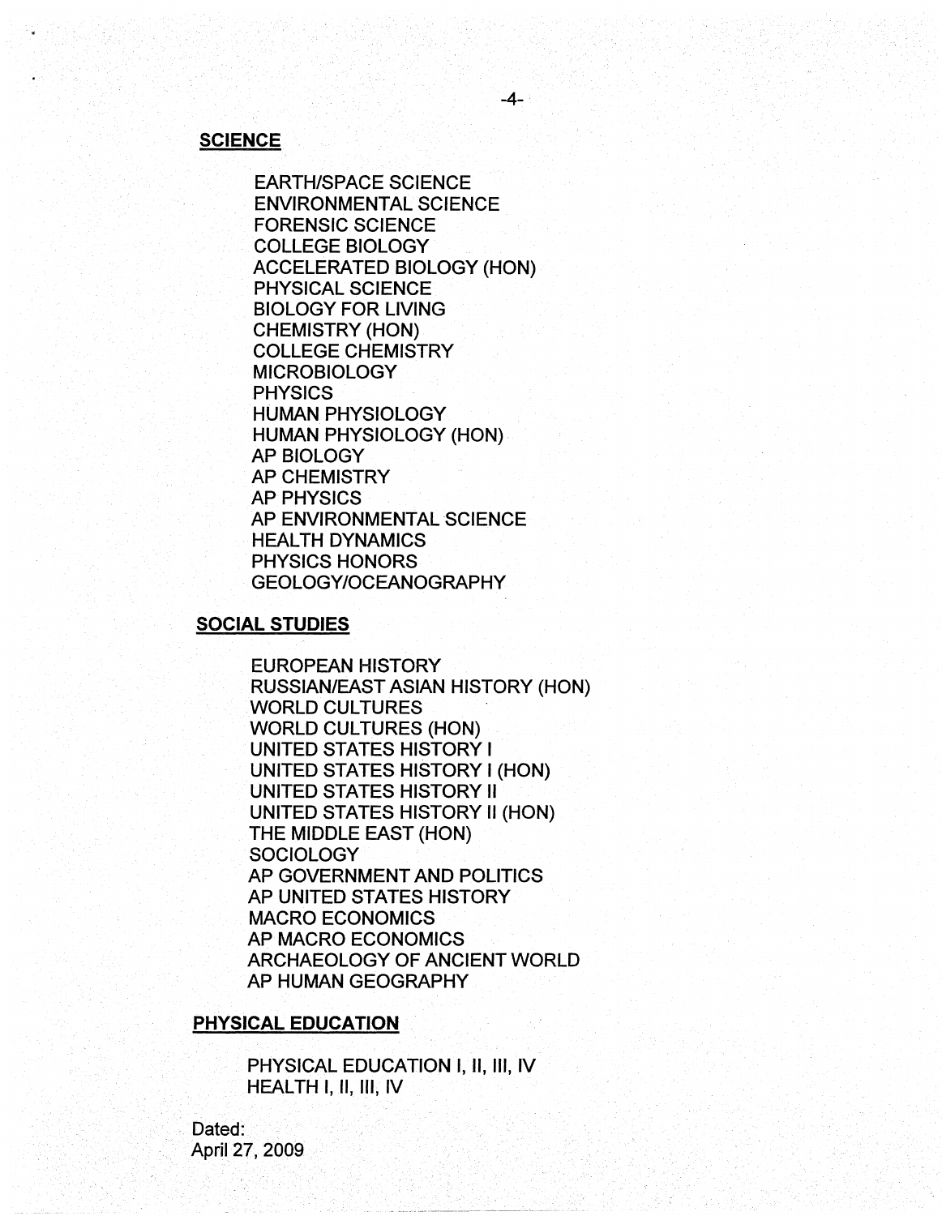**SCIENCE**

EARTH/SPACE SCIENCE
ENVIRONMENTAL SCIENCE
FORENSIC SCIENCE
COLLEGE BIOLOGY
ACCELERATED BIOLOGY (HON)
PHYSICAL SCIENCE
BIOLOGY FOR LIVING
CHEMISTRY (HON)
COLLEGE CHEMISTRY
MICROBIOLOGY
PHYSICS
HUMAN PHYSIOLOGY
HUMAN PHYSIOLOGY (HON)
AP BIOLOGY
AP CHEMISTRY
AP PHYSICS
AP ENVIRONMENTAL SCIENCE
HEALTH DYNAMICS
PHYSICS HONORS
GEOLOGY/OCEANOGRAPHY

**SOCIAL STUDIES**

EUROPEAN HISTORY
RUSSIAN/EAST ASIAN HISTORY (HON)
WORLD CULTURES
WORLD CULTURES (HON)
UNITED STATES HISTORY I
UNITED STATES HISTORY I (HON)
UNITED STATES HISTORY II
UNITED STATES HISTORY II (HON)
THE MIDDLE EAST (HON)
SOCIOLOGY
AP GOVERNMENT AND POLITICS
AP UNITED STATES HISTORY
MACRO ECONOMICS
AP MACRO ECONOMICS
ARCHAEOLOGY OF ANCIENT WORLD
AP HUMAN GEOGRAPHY

**PHYSICAL EDUCATION**

PHYSICAL EDUCATION I, II, III, IV
HEALTH I, II, III, IV

Dated:
April 27, 2009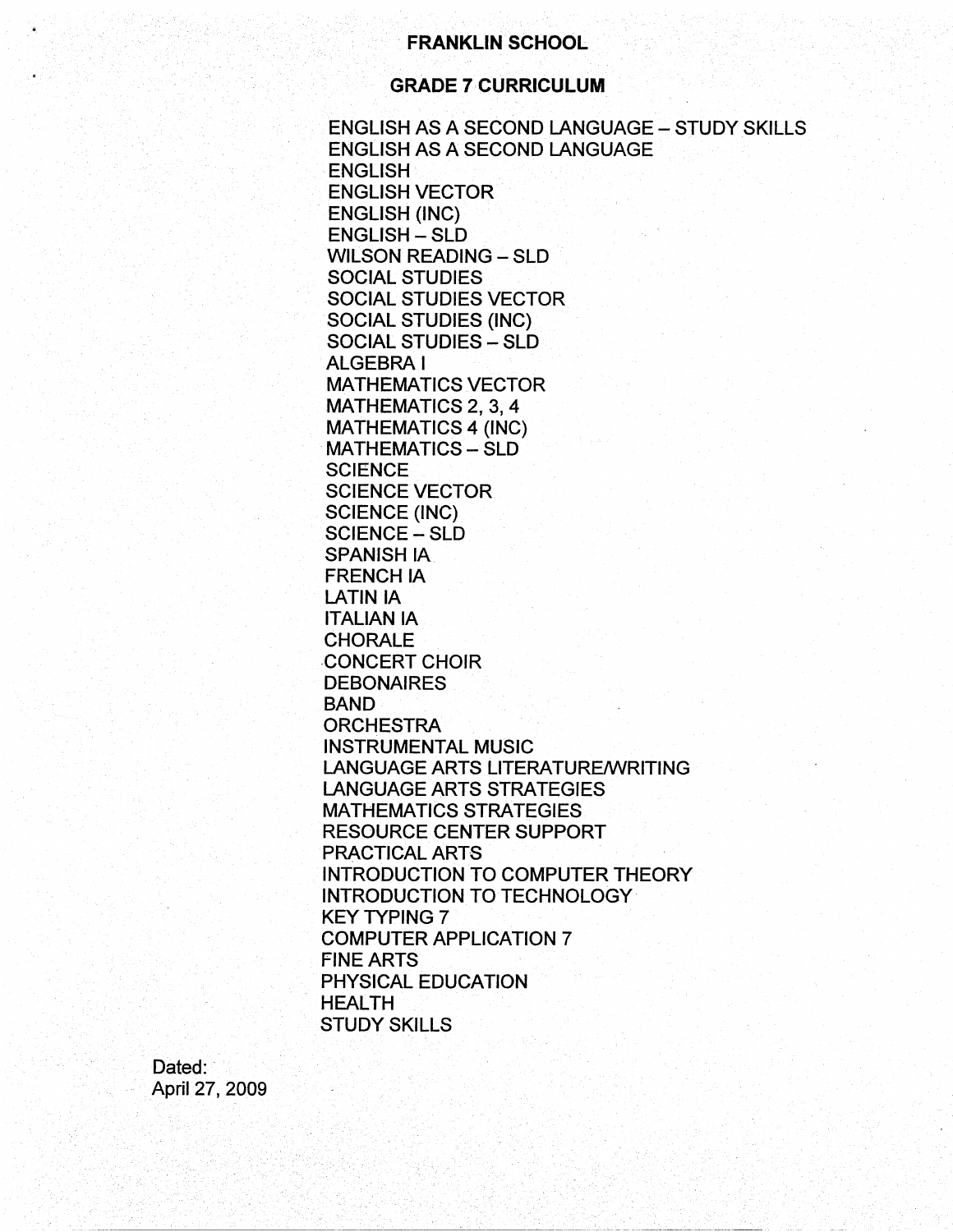# FRANKLIN SCHOOL

## GRADE 7 CURRICULUM

ENGLISH AS A SECOND LANGUAGE – STUDY SKILLS
ENGLISH AS A SECOND LANGUAGE
ENGLISH
ENGLISH VECTOR
ENGLISH (INC)
ENGLISH – SLD
WILSON READING – SLD
SOCIAL STUDIES
SOCIAL STUDIES VECTOR
SOCIAL STUDIES (INC)
SOCIAL STUDIES – SLD
ALGEBRA I
MATHEMATICS VECTOR
MATHEMATICS 2, 3, 4
MATHEMATICS 4 (INC)
MATHEMATICS – SLD
SCIENCE
SCIENCE VECTOR
SCIENCE (INC)
SCIENCE – SLD
SPANISH IA
FRENCH IA
LATIN IA
ITALIAN IA
CHORALE
CONCERT CHOIR
DEBONAIRES
BAND
ORCHESTRA
INSTRUMENTAL MUSIC
LANGUAGE ARTS LITERATURE/WRITING
LANGUAGE ARTS STRATEGIES
MATHEMATICS STRATEGIES
RESOURCE CENTER SUPPORT
PRACTICAL ARTS
INTRODUCTION TO COMPUTER THEORY
INTRODUCTION TO TECHNOLOGY
KEY TYPING 7
COMPUTER APPLICATION 7
FINE ARTS
PHYSICAL EDUCATION
HEALTH
STUDY SKILLS

Dated:
April 27, 2009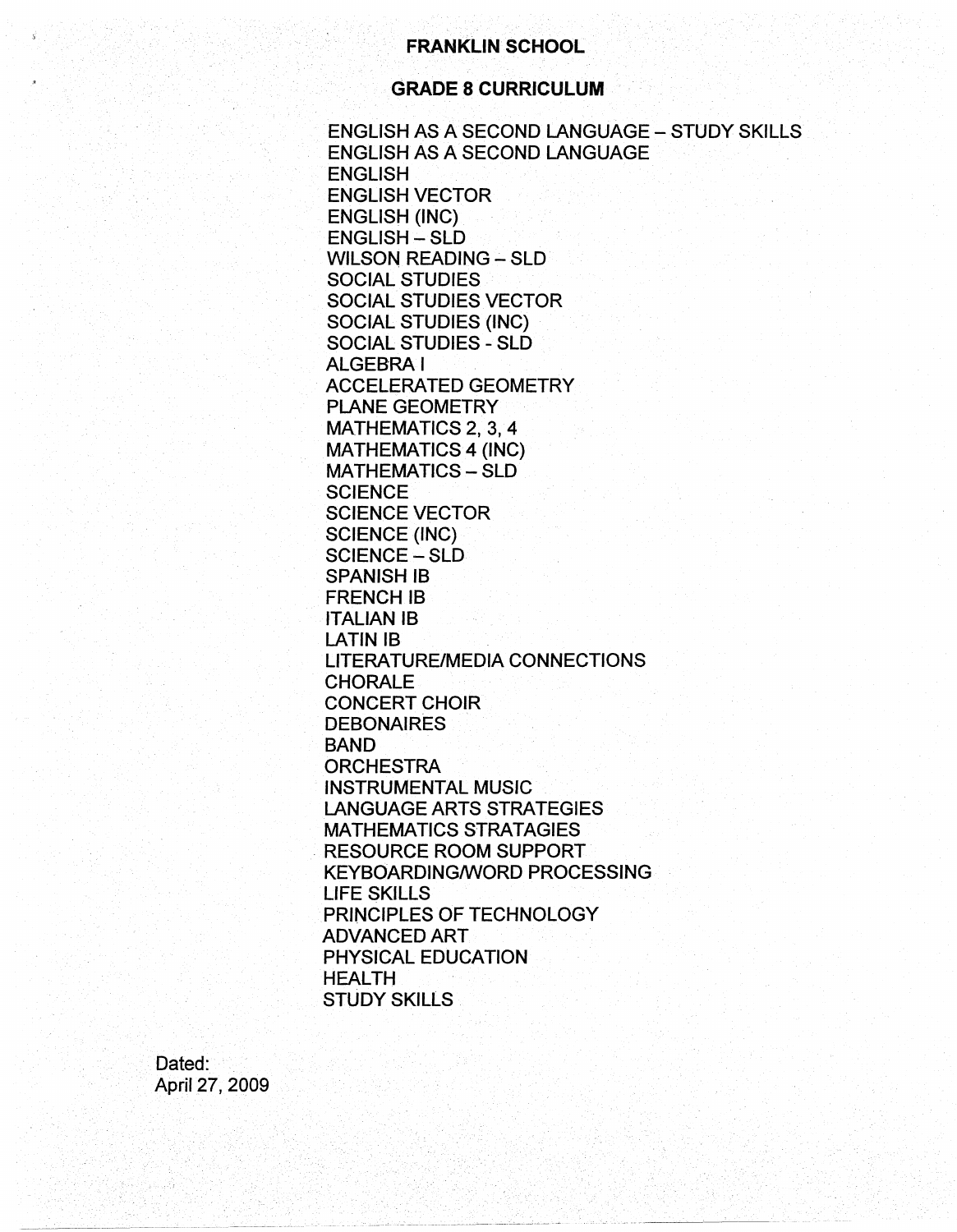# FRANKLIN SCHOOL

## GRADE 8 CURRICULUM

ENGLISH AS A SECOND LANGUAGE – STUDY SKILLS
ENGLISH AS A SECOND LANGUAGE
ENGLISH
ENGLISH VECTOR
ENGLISH (INC)
ENGLISH – SLD
WILSON READING – SLD
SOCIAL STUDIES
SOCIAL STUDIES VECTOR
SOCIAL STUDIES (INC)
SOCIAL STUDIES - SLD
ALGEBRA I
ACCELERATED GEOMETRY
PLANE GEOMETRY
MATHEMATICS 2, 3, 4
MATHEMATICS 4 (INC)
MATHEMATICS – SLD
SCIENCE
SCIENCE VECTOR
SCIENCE (INC)
SCIENCE – SLD
SPANISH IB
FRENCH IB
ITALIAN IB
LATIN IB
LITERATURE/MEDIA CONNECTIONS
CHORALE
CONCERT CHOIR
DEBONAIRES
BAND
ORCHESTRA
INSTRUMENTAL MUSIC
LANGUAGE ARTS STRATEGIES
MATHEMATICS STRATAGIES
RESOURCE ROOM SUPPORT
KEYBOARDING/WORD PROCESSING
LIFE SKILLS
PRINCIPLES OF TECHNOLOGY
ADVANCED ART
PHYSICAL EDUCATION
HEALTH
STUDY SKILLS

Dated:
April 27, 2009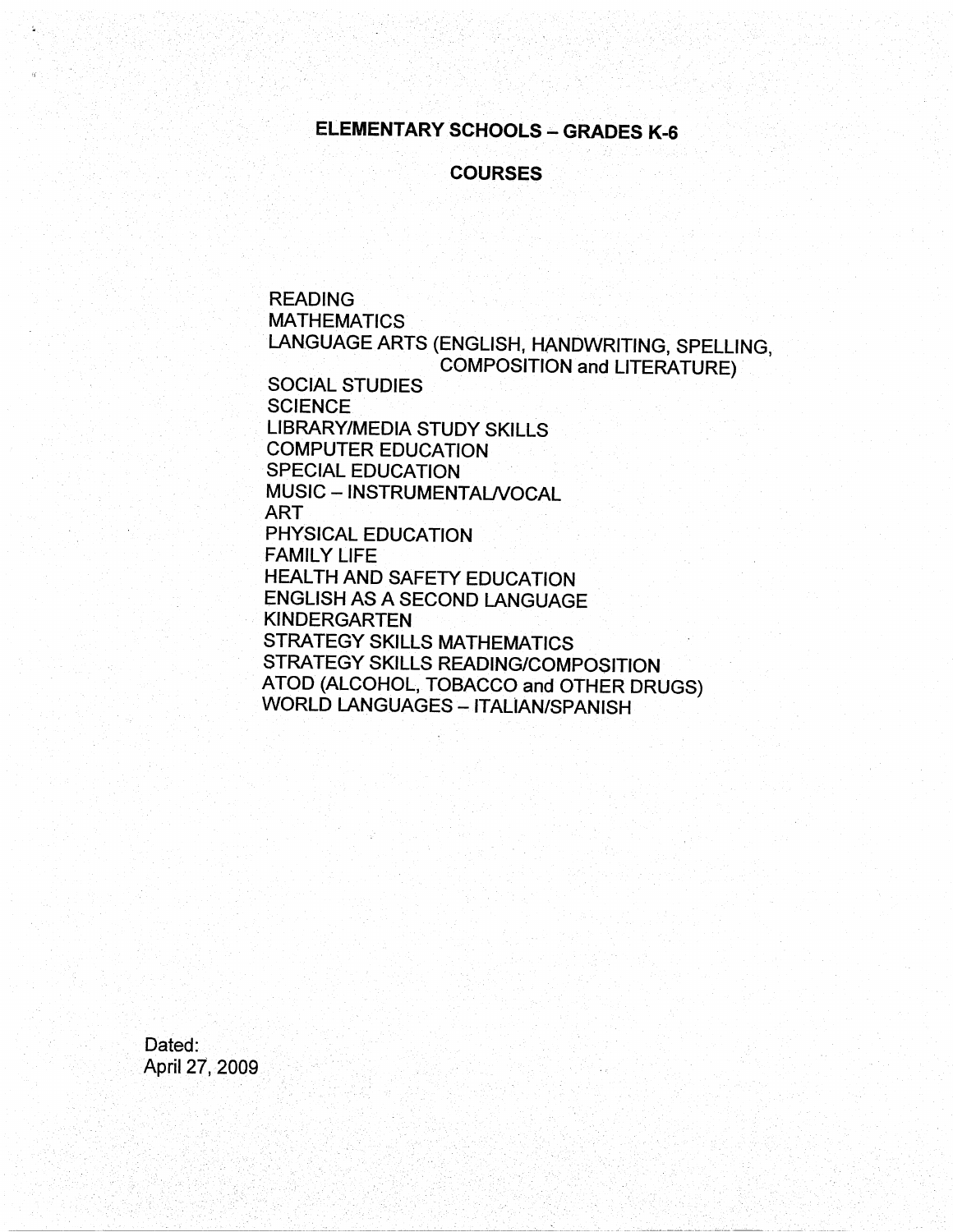# ELEMENTARY SCHOOLS – GRADES K-6

## COURSES

READING
MATHEMATICS
LANGUAGE ARTS (ENGLISH, HANDWRITING, SPELLING, COMPOSITION and LITERATURE)
SOCIAL STUDIES
SCIENCE
LIBRARY/MEDIA STUDY SKILLS
COMPUTER EDUCATION
SPECIAL EDUCATION
MUSIC – INSTRUMENTAL/VOCAL
ART
PHYSICAL EDUCATION
FAMILY LIFE
HEALTH AND SAFETY EDUCATION
ENGLISH AS A SECOND LANGUAGE
KINDERGARTEN
STRATEGY SKILLS MATHEMATICS
STRATEGY SKILLS READING/COMPOSITION
ATOD (ALCOHOL, TOBACCO and OTHER DRUGS)
WORLD LANGUAGES – ITALIAN/SPANISH

Dated:
April 27, 2009